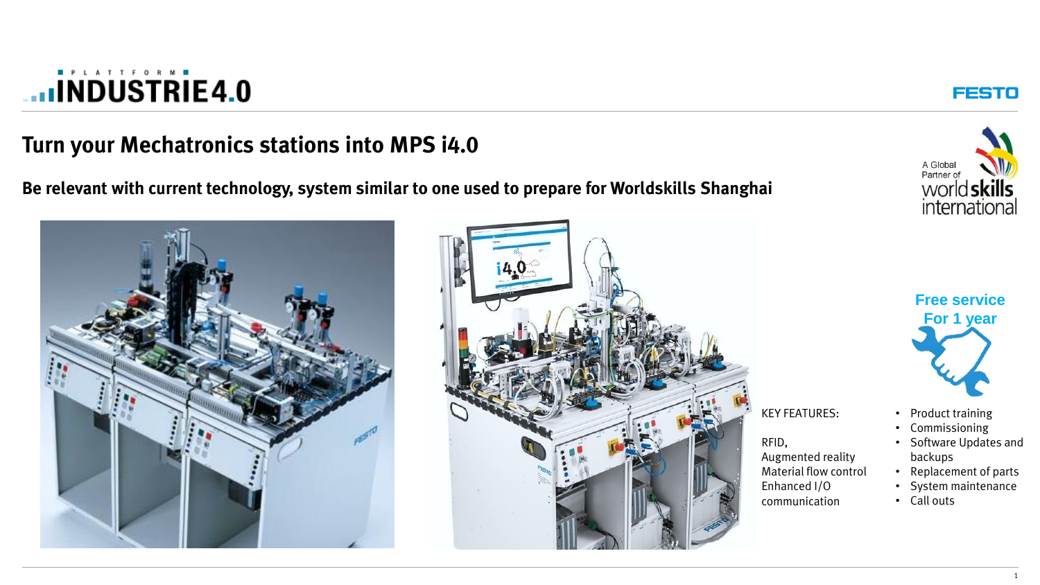PLATTFORM INDUSTRIE4.0

FESTO

# Turn your Mechatronics stations into MPS i4.0

**Be relevant with current technology, system similar to one used to prepare for Worldskills Shanghai**

A Global Partner of worldskills international

**Free service For 1 year**

KEY FEATURES:

RFID,
Augmented reality
Material flow control
Enhanced I/O communication

- Product training
- Commissioning
- Software Updates and backups
- Replacement of parts
- System maintenance
- Call outs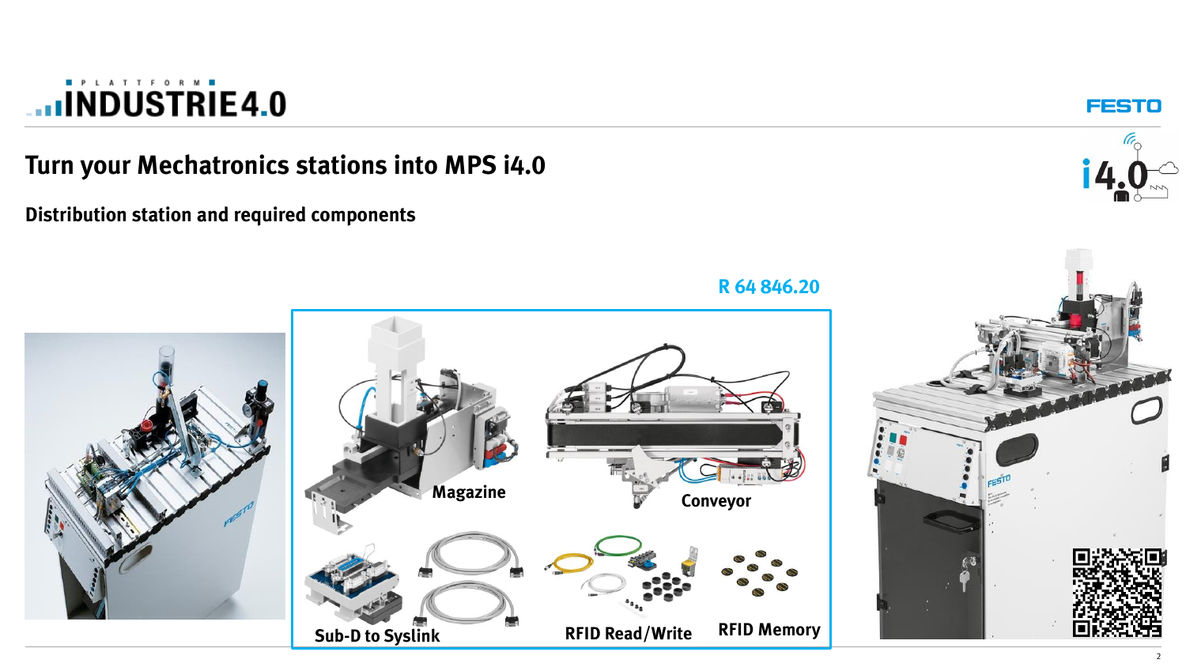# Turn your Mechatronics stations into MPS i4.0

## Distribution station and required components

**R 64 846.20**

Magazine

Conveyor

Sub-D to Syslink

RFID Read/Write

RFID Memory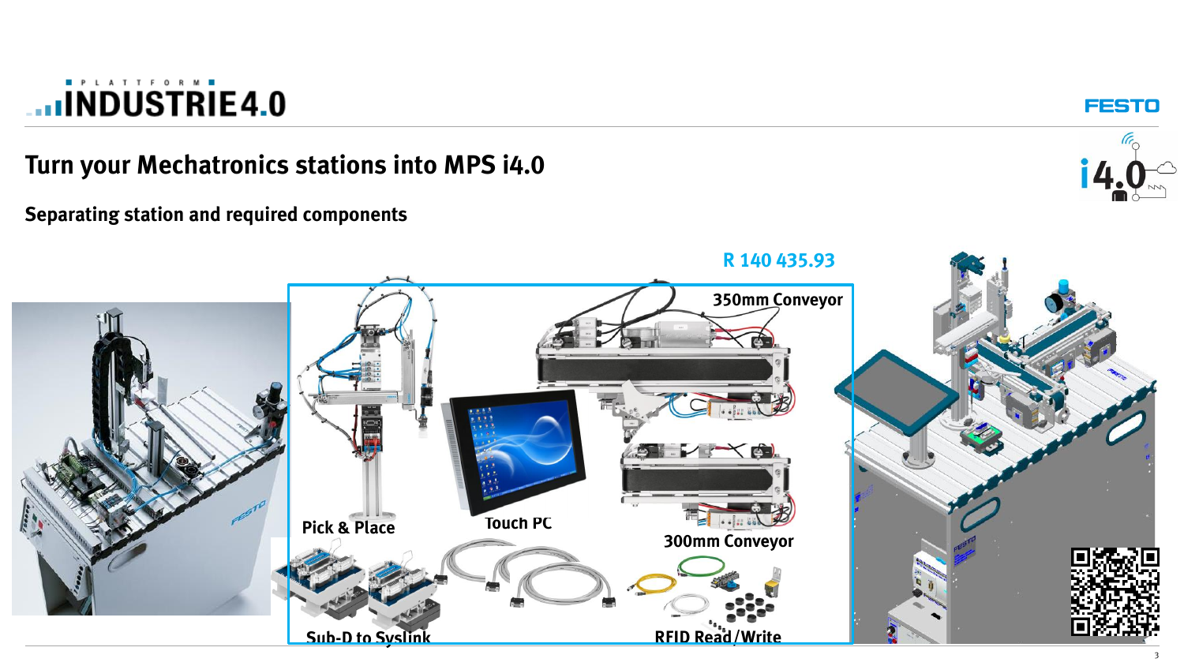# Turn your Mechatronics stations into MPS i4.0

## Separating station and required components

R 140 435.93

350mm Conveyor

Pick & Place

Touch PC

300mm Conveyor

Sub-D to Syslink

RFID Read/Write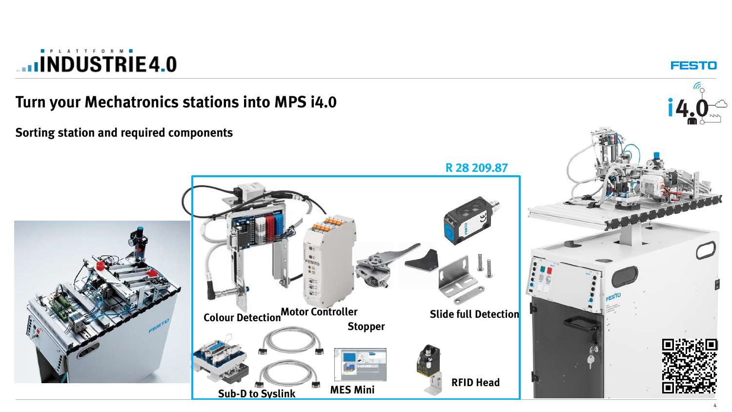# Turn your Mechatronics stations into MPS i4.0

## Sorting station and required components

**R 28 209.87**

- Colour Detection
- Motor Controller
- Stopper
- Slide full Detection
- Sub-D to Syslink
- MES Mini
- RFID Head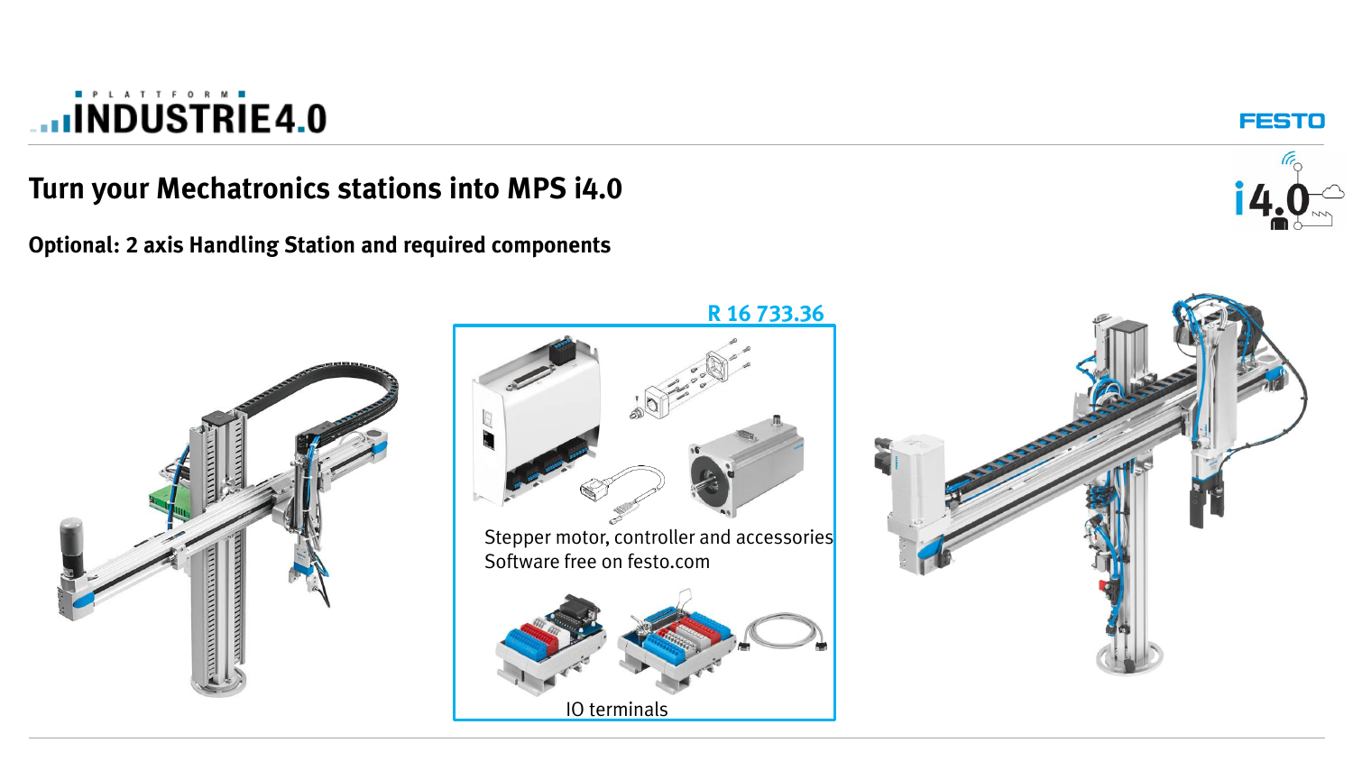# Turn your Mechatronics stations into MPS i4.0

**Optional: 2 axis Handling Station and required components**

**R 16 733.36**

Stepper motor, controller and accessories
Software free on festo.com

IO terminals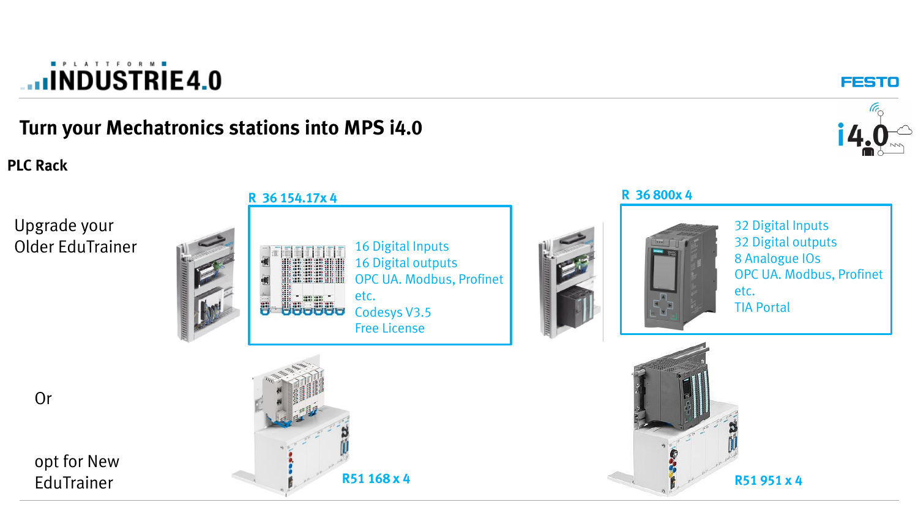# Turn your Mechatronics stations into MPS i4.0

## PLC Rack

Upgrade your Older EduTrainer

**R 36 154.17x 4**

16 Digital Inputs
16 Digital outputs
OPC UA. Modbus, Profinet etc.
Codesys V3.5
Free License

**R 36 800x 4**

32 Digital Inputs
32 Digital outputs
8 Analogue IOs
OPC UA. Modbus, Profinet etc.
TIA Portal

Or

opt for New EduTrainer

**R51 168 x 4**

**R51 951 x 4**